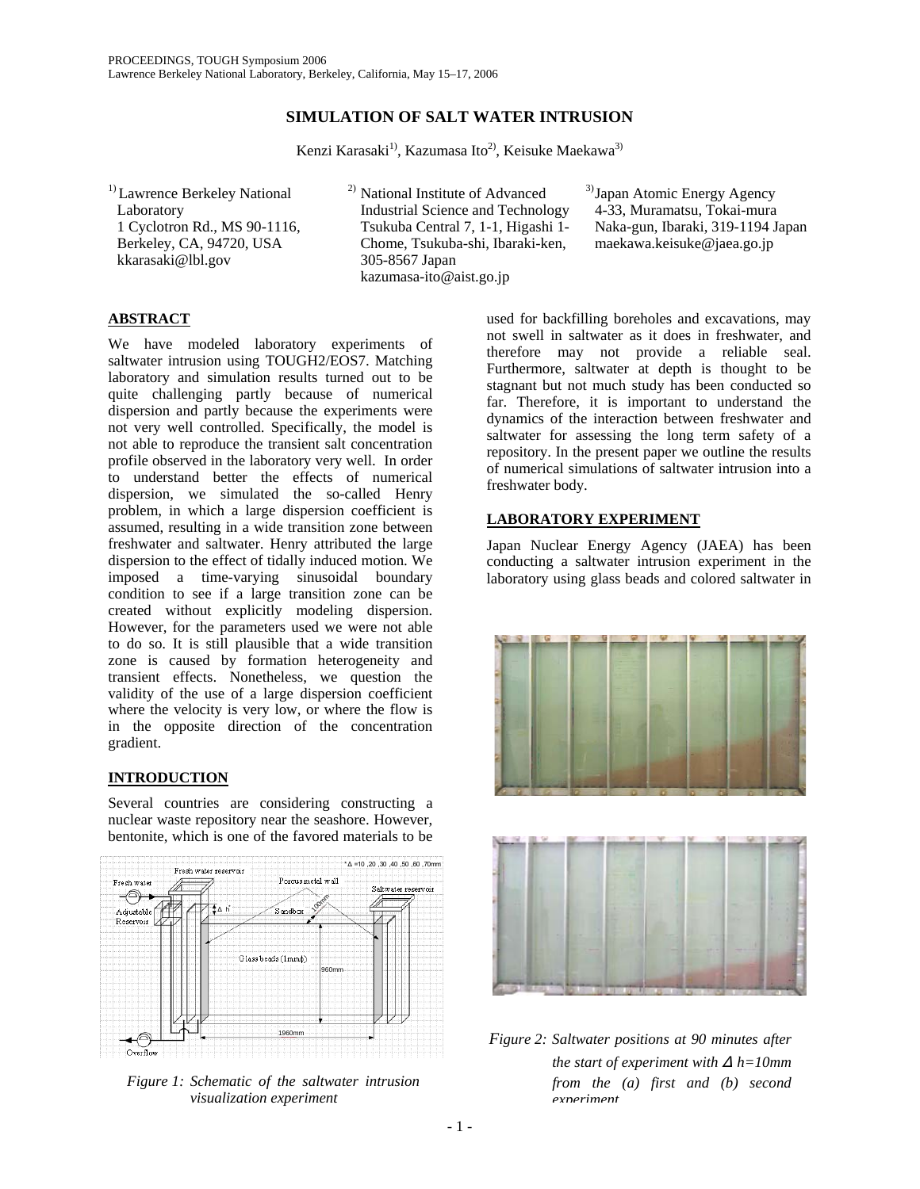# SIMULATION OF SALT WATER INTRUSION

Kenzi Karasaki[1)], Kazumasa Ito[2)], Keisuke Maekawa[3)]

[1)] Lawrence Berkeley National Laboratory
1 Cyclotron Rd., MS 90-1116, Berkeley, CA, 94720, USA
kkarasaki@lbl.gov

[2)] National Institute of Advanced Industrial Science and Technology
Tsukuba Central 7, 1-1, Higashi 1-Chome, Tsukuba-shi, Ibaraki-ken, 305-8567 Japan
kazumasa-ito@aist.go.jp

[3)] Japan Atomic Energy Agency
4-33, Muramatsu, Tokai-mura
Naka-gun, Ibaraki, 319-1194 Japan
maekawa.keisuke@jaea.go.jp

## ABSTRACT

We have modeled laboratory experiments of saltwater intrusion using TOUGH2/EOS7. Matching laboratory and simulation results turned out to be quite challenging partly because of numerical dispersion and partly because the experiments were not very well controlled. Specifically, the model is not able to reproduce the transient salt concentration profile observed in the laboratory very well. In order to understand better the effects of numerical dispersion, we simulated the so-called Henry problem, in which a large dispersion coefficient is assumed, resulting in a wide transition zone between freshwater and saltwater. Henry attributed the large dispersion to the effect of tidally induced motion. We imposed a time-varying sinusoidal boundary condition to see if a large transition zone can be created without explicitly modeling dispersion. However, for the parameters used we were not able to do so. It is still plausible that a wide transition zone is caused by formation heterogeneity and transient effects. Nonetheless, we question the validity of the use of a large dispersion coefficient where the velocity is very low, or where the flow is in the opposite direction of the concentration gradient.

## INTRODUCTION

Several countries are considering constructing a nuclear waste repository near the seashore. However, bentonite, which is one of the favored materials to be used for backfilling boreholes and excavations, may not swell in saltwater as it does in freshwater, and therefore may not provide a reliable seal. Furthermore, saltwater at depth is thought to be stagnant but not much study has been conducted so far. Therefore, it is important to understand the dynamics of the interaction between freshwater and saltwater for assessing the long term safety of a repository. In the present paper we outline the results of numerical simulations of saltwater intrusion into a freshwater body.

*Figure 1: Schematic of the saltwater intrusion visualization experiment*

## LABORATORY EXPERIMENT

Japan Nuclear Energy Agency (JAEA) has been conducting a saltwater intrusion experiment in the laboratory using glass beads and colored saltwater in

*Figure 2: Saltwater positions at 90 minutes after the start of experiment with Δh=10mm from the (a) first and (b) second experiment*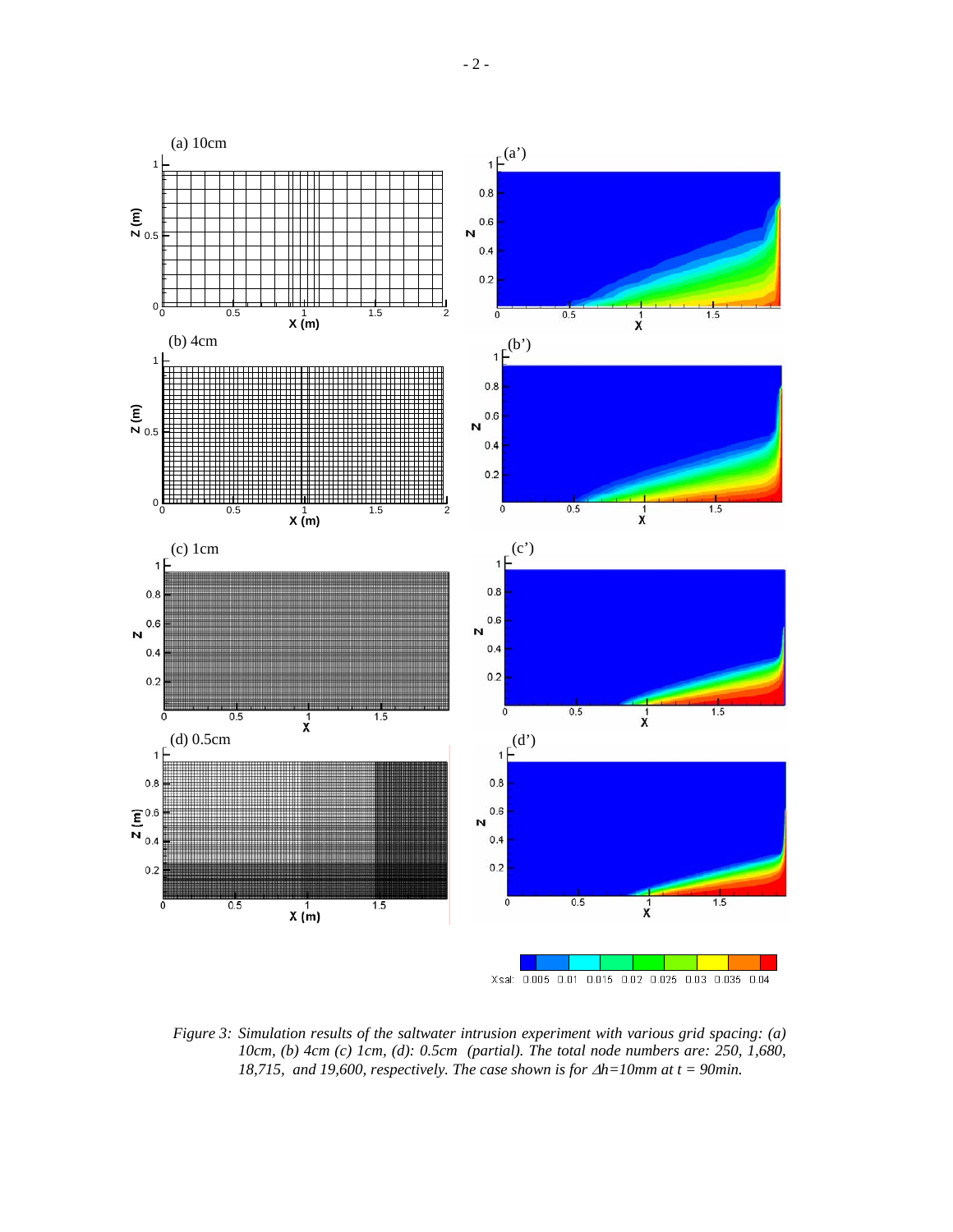*Figure 3: Simulation results of the saltwater intrusion experiment with various grid spacing: (a) 10cm, (b) 4cm (c) 1cm, (d): 0.5cm (partial). The total node numbers are: 250, 1,680, 18,715, and 19,600, respectively. The case shown is for $\Delta h$=10mm at t = 90min.*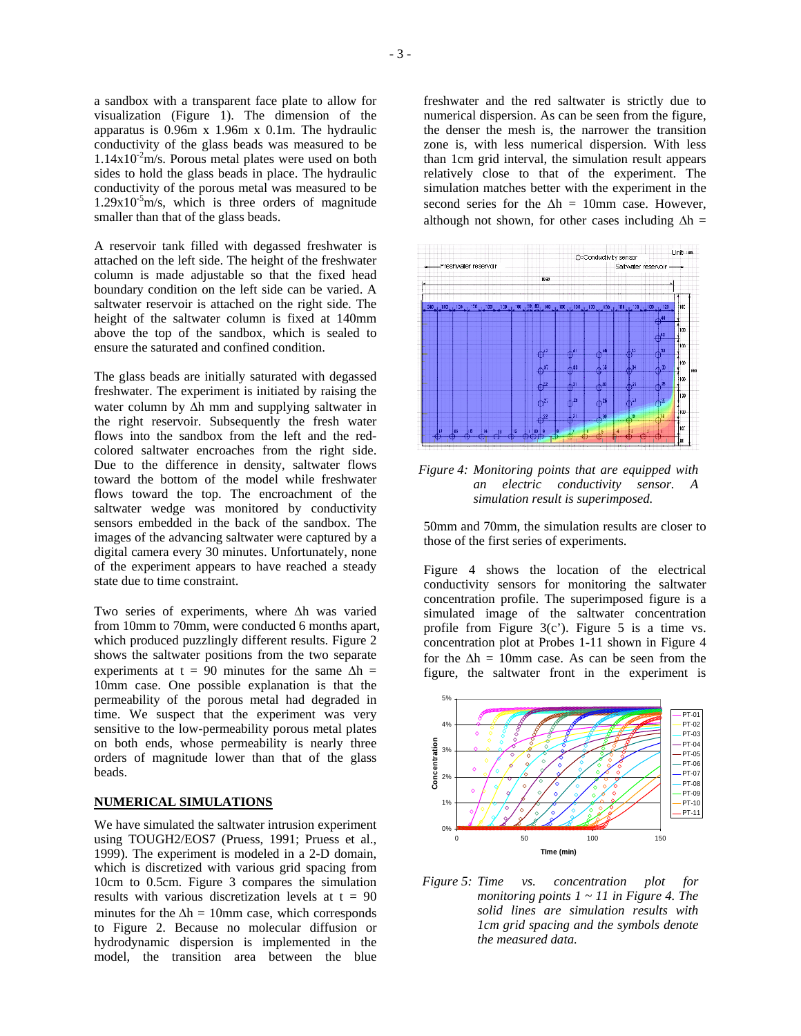a sandbox with a transparent face plate to allow for visualization (Figure 1). The dimension of the apparatus is 0.96m x 1.96m x 0.1m. The hydraulic conductivity of the glass beads was measured to be $1.14 \times 10^{-2}$m/s. Porous metal plates were used on both sides to hold the glass beads in place. The hydraulic conductivity of the porous metal was measured to be $1.29 \times 10^{-5}$m/s, which is three orders of magnitude smaller than that of the glass beads.

A reservoir tank filled with degassed freshwater is attached on the left side. The height of the freshwater column is made adjustable so that the fixed head boundary condition on the left side can be varied. A saltwater reservoir is attached on the right side. The height of the saltwater column is fixed at 140mm above the top of the sandbox, which is sealed to ensure the saturated and confined condition.

The glass beads are initially saturated with degassed freshwater. The experiment is initiated by raising the water column by $\Delta h$ mm and supplying saltwater in the right reservoir. Subsequently the fresh water flows into the sandbox from the left and the red-colored saltwater encroaches from the right side. Due to the difference in density, saltwater flows toward the bottom of the model while freshwater flows toward the top. The encroachment of the saltwater wedge was monitored by conductivity sensors embedded in the back of the sandbox. The images of the advancing saltwater were captured by a digital camera every 30 minutes. Unfortunately, none of the experiment appears to have reached a steady state due to time constraint.

Two series of experiments, where $\Delta h$ was varied from 10mm to 70mm, were conducted 6 months apart, which produced puzzlingly different results. Figure 2 shows the saltwater positions from the two separate experiments at t = 90 minutes for the same $\Delta h$ = 10mm case. One possible explanation is that the permeability of the porous metal had degraded in time. We suspect that the experiment was very sensitive to the low-permeability porous metal plates on both ends, whose permeability is nearly three orders of magnitude lower than that of the glass beads.

## NUMERICAL SIMULATIONS

We have simulated the saltwater intrusion experiment using TOUGH2/EOS7 (Pruess, 1991; Pruess et al., 1999). The experiment is modeled in a 2-D domain, which is discretized with various grid spacing from 10cm to 0.5cm. Figure 3 compares the simulation results with various discretization levels at t = 90 minutes for the $\Delta h$ = 10mm case, which corresponds to Figure 2. Because no molecular diffusion or hydrodynamic dispersion is implemented in the model, the transition area between the blue freshwater and the red saltwater is strictly due to numerical dispersion. As can be seen from the figure, the denser the mesh is, the narrower the transition zone is, with less numerical dispersion. With less than 1cm grid interval, the simulation result appears relatively close to that of the experiment. The simulation matches better with the experiment in the second series for the $\Delta h$ = 10mm case. However, although not shown, for other cases including $\Delta h$ = 50mm and 70mm, the simulation results are closer to those of the first series of experiments.

*Figure 4: Monitoring points that are equipped with an electric conductivity sensor. A simulation result is superimposed.*

Figure 4 shows the location of the electrical conductivity sensors for monitoring the saltwater concentration profile. The superimposed figure is a simulated image of the saltwater concentration profile from Figure 3(c'). Figure 5 is a time vs. concentration plot at Probes 1-11 shown in Figure 4 for the $\Delta h$ = 10mm case. As can be seen from the figure, the saltwater front in the experiment is

*Figure 5: Time vs. concentration plot for monitoring points 1 ~ 11 in Figure 4. The solid lines are simulation results with 1cm grid spacing and the symbols denote the measured data.*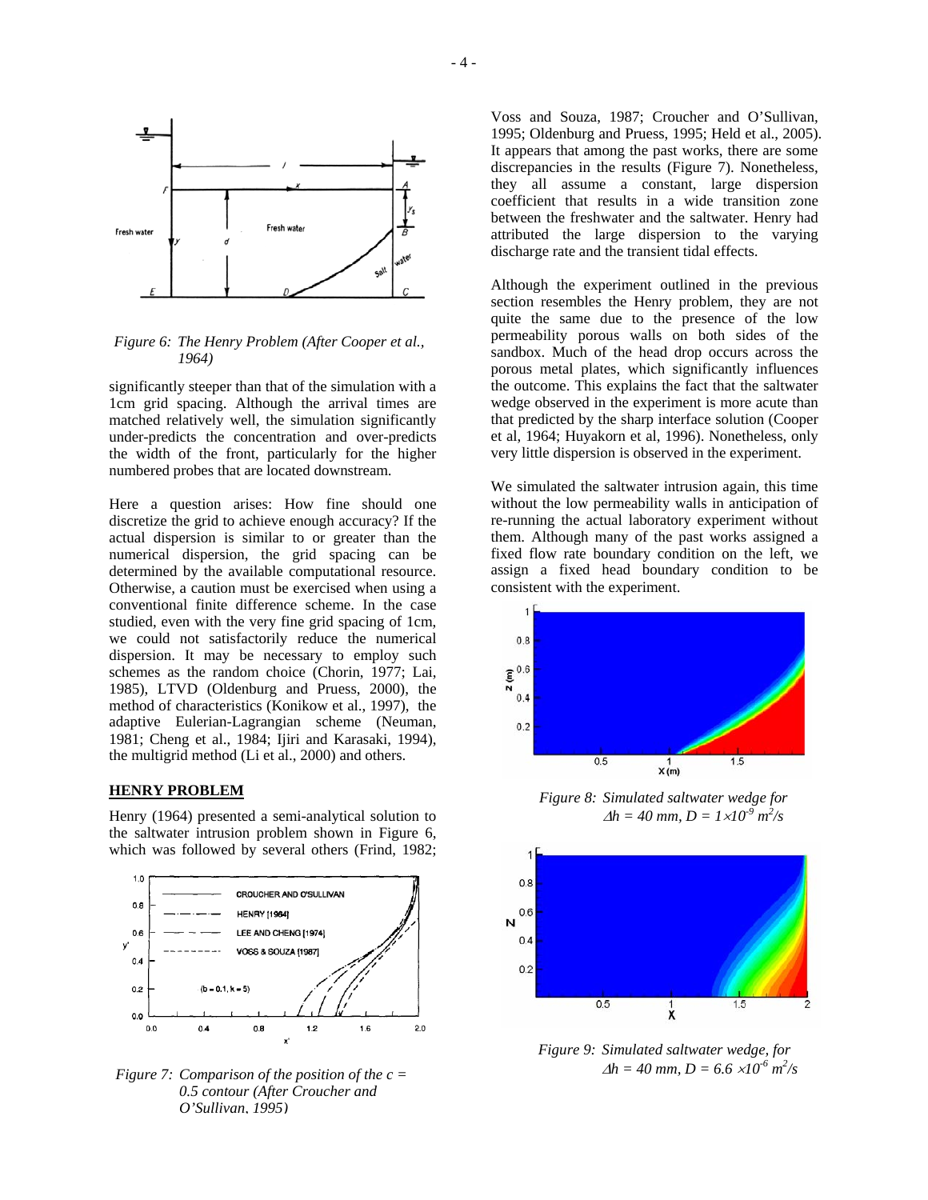*Figure 6: The Henry Problem (After Cooper et al., 1964)*

significantly steeper than that of the simulation with a 1cm grid spacing. Although the arrival times are matched relatively well, the simulation significantly under-predicts the concentration and over-predicts the width of the front, particularly for the higher numbered probes that are located downstream.

Here a question arises: How fine should one discretize the grid to achieve enough accuracy? If the actual dispersion is similar to or greater than the numerical dispersion, the grid spacing can be determined by the available computational resource. Otherwise, a caution must be exercised when using a conventional finite difference scheme. In the case studied, even with the very fine grid spacing of 1cm, we could not satisfactorily reduce the numerical dispersion. It may be necessary to employ such schemes as the random choice (Chorin, 1977; Lai, 1985), LTVD (Oldenburg and Pruess, 2000), the method of characteristics (Konikow et al., 1997), the adaptive Eulerian-Lagrangian scheme (Neuman, 1981; Cheng et al., 1984; Ijiri and Karasaki, 1994), the multigrid method (Li et al., 2000) and others.

## HENRY PROBLEM

Henry (1964) presented a semi-analytical solution to the saltwater intrusion problem shown in Figure 6, which was followed by several others (Frind, 1982; Voss and Souza, 1987; Croucher and O'Sullivan, 1995; Oldenburg and Pruess, 1995; Held et al., 2005). It appears that among the past works, there are some discrepancies in the results (Figure 7). Nonetheless, they all assume a constant, large dispersion coefficient that results in a wide transition zone between the freshwater and the saltwater. Henry had attributed the large dispersion to the varying discharge rate and the transient tidal effects.

*Figure 7: Comparison of the position of the c = 0.5 contour (After Croucher and O'Sullivan, 1995)*

Although the experiment outlined in the previous section resembles the Henry problem, they are not quite the same due to the presence of the low permeability porous walls on both sides of the sandbox. Much of the head drop occurs across the porous metal plates, which significantly influences the outcome. This explains the fact that the saltwater wedge observed in the experiment is more acute than that predicted by the sharp interface solution (Cooper et al, 1964; Huyakorn et al, 1996). Nonetheless, only very little dispersion is observed in the experiment.

We simulated the saltwater intrusion again, this time without the low permeability walls in anticipation of re-running the actual laboratory experiment without them. Although many of the past works assigned a fixed flow rate boundary condition on the left, we assign a fixed head boundary condition to be consistent with the experiment.

*Figure 8: Simulated saltwater wedge for $\Delta h$ = 40 mm, $D = 1\times10^{-9}$ $m^2/s$*

*Figure 9: Simulated saltwater wedge, for $\Delta h$ = 40 mm, $D = 6.6 \times10^{-6}$ $m^2/s$*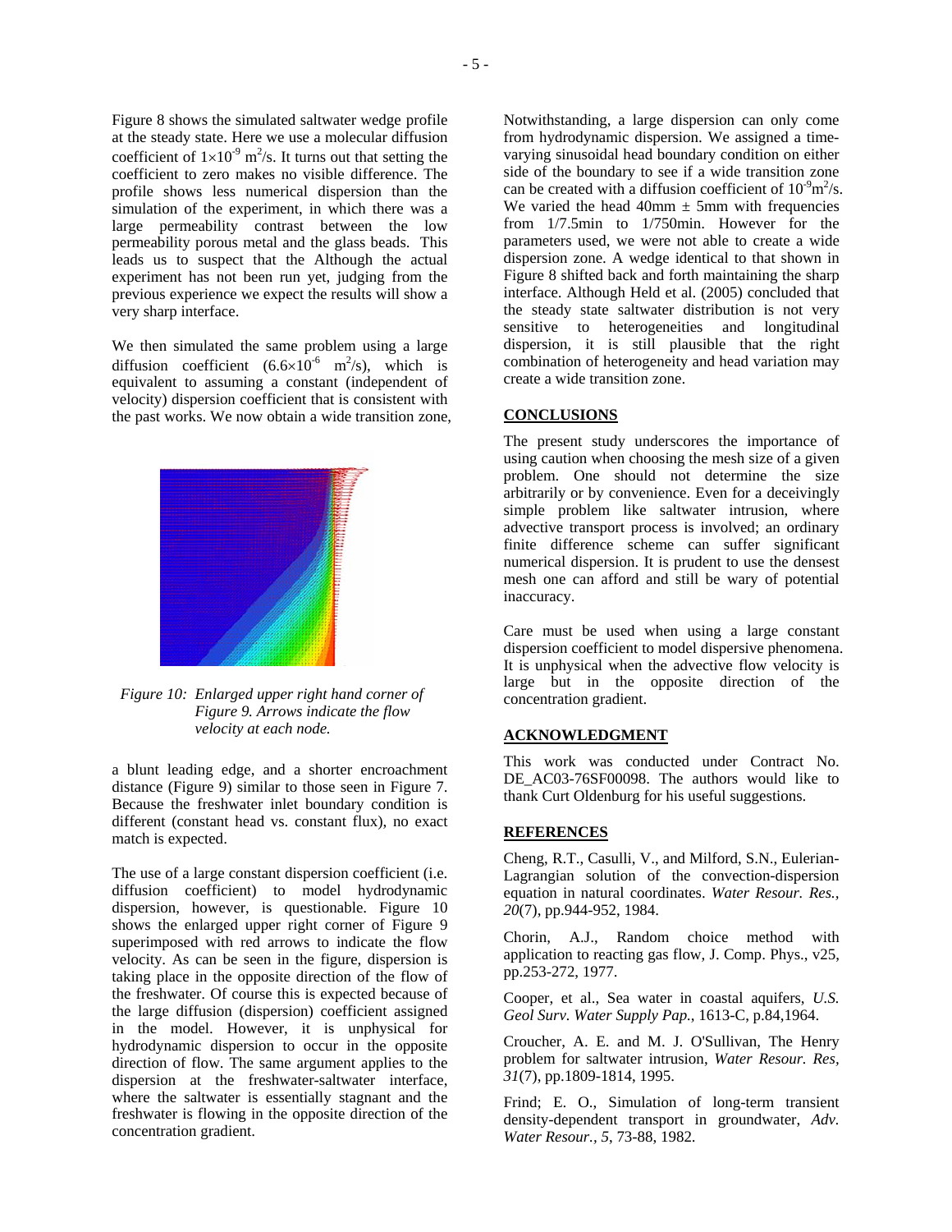Figure 8 shows the simulated saltwater wedge profile at the steady state. Here we use a molecular diffusion coefficient of $1\times10^{-9}$ $m^2/s$. It turns out that setting the coefficient to zero makes no visible difference. The profile shows less numerical dispersion than the simulation of the experiment, in which there was a large permeability contrast between the low permeability porous metal and the glass beads. This leads us to suspect that the Although the actual experiment has not been run yet, judging from the previous experience we expect the results will show a very sharp interface.

We then simulated the same problem using a large diffusion coefficient ($6.6\times10^{-6}$ $m^2/s$), which is equivalent to assuming a constant (independent of velocity) dispersion coefficient that is consistent with the past works. We now obtain a wide transition zone, a blunt leading edge, and a shorter encroachment distance (Figure 9) similar to those seen in Figure 7. Because the freshwater inlet boundary condition is different (constant head vs. constant flux), no exact match is expected.

*Figure 10: Enlarged upper right hand corner of Figure 9. Arrows indicate the flow velocity at each node.*

The use of a large constant dispersion coefficient (i.e. diffusion coefficient) to model hydrodynamic dispersion, however, is questionable. Figure 10 shows the enlarged upper right corner of Figure 9 superimposed with red arrows to indicate the flow velocity. As can be seen in the figure, dispersion is taking place in the opposite direction of the flow of the freshwater. Of course this is expected because of the large diffusion (dispersion) coefficient assigned in the model. However, it is unphysical for hydrodynamic dispersion to occur in the opposite direction of flow. The same argument applies to the dispersion at the freshwater-saltwater interface, where the saltwater is essentially stagnant and the freshwater is flowing in the opposite direction of the concentration gradient.

Notwithstanding, a large dispersion can only come from hydrodynamic dispersion. We assigned a time-varying sinusoidal head boundary condition on either side of the boundary to see if a wide transition zone can be created with a diffusion coefficient of $10^{-9}m^2/s$. We varied the head 40mm ± 5mm with frequencies from 1/7.5min to 1/750min. However for the parameters used, we were not able to create a wide dispersion zone. A wedge identical to that shown in Figure 8 shifted back and forth maintaining the sharp interface. Although Held et al. (2005) concluded that the steady state saltwater distribution is not very sensitive to heterogeneities and longitudinal dispersion, it is still plausible that the right combination of heterogeneity and head variation may create a wide transition zone.

## CONCLUSIONS

The present study underscores the importance of using caution when choosing the mesh size of a given problem. One should not determine the size arbitrarily or by convenience. Even for a deceivingly simple problem like saltwater intrusion, where advective transport process is involved; an ordinary finite difference scheme can suffer significant numerical dispersion. It is prudent to use the densest mesh one can afford and still be wary of potential inaccuracy.

Care must be used when using a large constant dispersion coefficient to model dispersive phenomena. It is unphysical when the advective flow velocity is large but in the opposite direction of the concentration gradient.

## ACKNOWLEDGMENT

This work was conducted under Contract No. DE_AC03-76SF00098. The authors would like to thank Curt Oldenburg for his useful suggestions.

## REFERENCES

Cheng, R.T., Casulli, V., and Milford, S.N., Eulerian-Lagrangian solution of the convection-dispersion equation in natural coordinates. *Water Resour. Res., 20*(7), pp.944-952, 1984.

Chorin, A.J., Random choice method with application to reacting gas flow, J. Comp. Phys., v25, pp.253-272, 1977.

Cooper, et al., Sea water in coastal aquifers, *U.S. Geol Surv. Water Supply Pap.*, 1613-C, p.84,1964.

Croucher, A. E. and M. J. O'Sullivan, The Henry problem for saltwater intrusion, *Water Resour. Res, 31*(7), pp.1809-1814, 1995.

Frind; E. O., Simulation of long-term transient density-dependent transport in groundwater, *Adv. Water Resour., 5*, 73-88, 1982.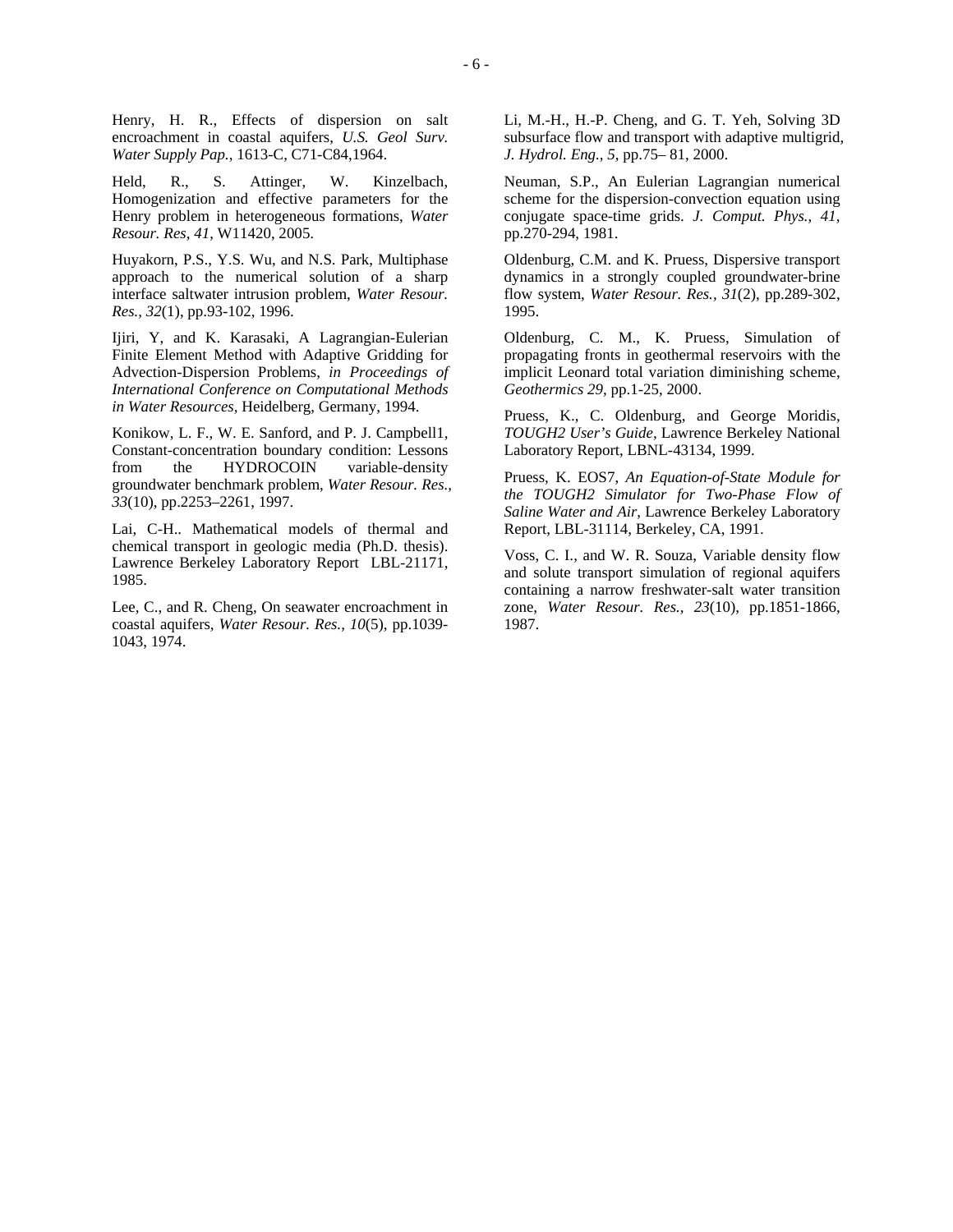Henry, H. R., Effects of dispersion on salt encroachment in coastal aquifers, *U.S. Geol Surv. Water Supply Pap.*, 1613-C, C71-C84,1964.

Held, R., S. Attinger, W. Kinzelbach, Homogenization and effective parameters for the Henry problem in heterogeneous formations, *Water Resour. Res*, *41*, W11420, 2005.

Huyakorn, P.S., Y.S. Wu, and N.S. Park, Multiphase approach to the numerical solution of a sharp interface saltwater intrusion problem, *Water Resour. Res., 32*(1), pp.93-102, 1996.

Ijiri, Y, and K. Karasaki, A Lagrangian-Eulerian Finite Element Method with Adaptive Gridding for Advection-Dispersion Problems, *in Proceedings of International Conference on Computational Methods in Water Resources*, Heidelberg, Germany, 1994.

Konikow, L. F., W. E. Sanford, and P. J. Campbell1, Constant-concentration boundary condition: Lessons from the HYDROCOIN variable-density groundwater benchmark problem, *Water Resour. Res., 33*(10), pp.2253–2261, 1997.

Lai, C-H.. Mathematical models of thermal and chemical transport in geologic media (Ph.D. thesis). Lawrence Berkeley Laboratory Report LBL-21171, 1985.

Lee, C., and R. Cheng, On seawater encroachment in coastal aquifers, *Water Resour. Res., 10*(5), pp.1039-1043, 1974.

Li, M.-H., H.-P. Cheng, and G. T. Yeh, Solving 3D subsurface flow and transport with adaptive multigrid, *J. Hydrol. Eng., 5*, pp.75– 81, 2000.

Neuman, S.P., An Eulerian Lagrangian numerical scheme for the dispersion-convection equation using conjugate space-time grids. *J. Comput. Phys., 41*, pp.270-294, 1981.

Oldenburg, C.M. and K. Pruess, Dispersive transport dynamics in a strongly coupled groundwater-brine flow system, *Water Resour. Res., 31*(2), pp.289-302, 1995.

Oldenburg, C. M., K. Pruess, Simulation of propagating fronts in geothermal reservoirs with the implicit Leonard total variation diminishing scheme, *Geothermics 29*, pp.1-25, 2000.

Pruess, K., C. Oldenburg, and George Moridis, *TOUGH2 User's Guide*, Lawrence Berkeley National Laboratory Report, LBNL-43134, 1999.

Pruess, K. EOS7, *An Equation-of-State Module for the TOUGH2 Simulator for Two-Phase Flow of Saline Water and Air*, Lawrence Berkeley Laboratory Report, LBL-31114, Berkeley, CA, 1991.

Voss, C. I., and W. R. Souza, Variable density flow and solute transport simulation of regional aquifers containing a narrow freshwater-salt water transition zone, *Water Resour. Res., 23*(10), pp.1851-1866, 1987.